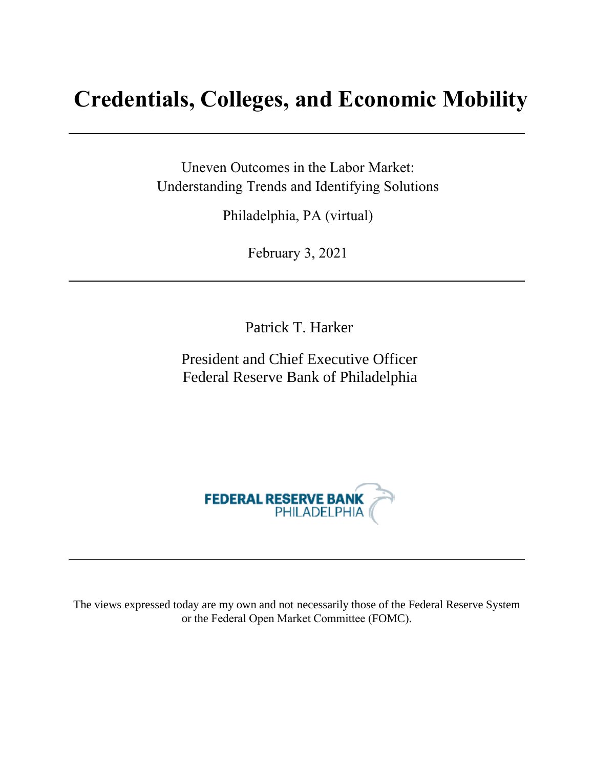# Credentials, Colleges, and Economic Mobility

---

Uneven Outcomes in the Labor Market:
Understanding Trends and Identifying Solutions

Philadelphia, PA (virtual)

February 3, 2021

---

Patrick T. Harker

President and Chief Executive Officer
Federal Reserve Bank of Philadelphia

FEDERAL RESERVE BANK
PHILADELPHIA

---

The views expressed today are my own and not necessarily those of the Federal Reserve System or the Federal Open Market Committee (FOMC).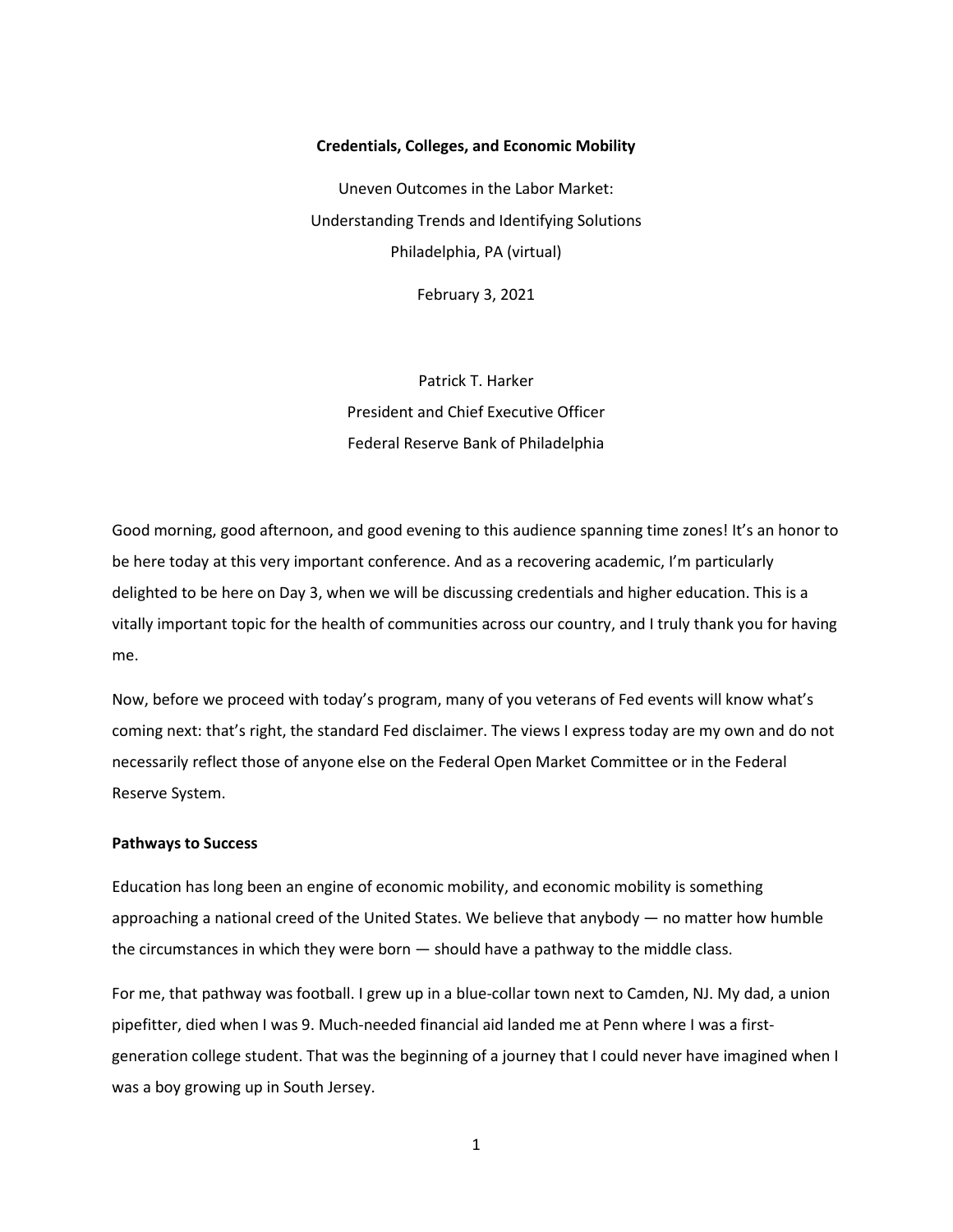**Credentials, Colleges, and Economic Mobility**

Uneven Outcomes in the Labor Market:
Understanding Trends and Identifying Solutions
Philadelphia, PA (virtual)

February 3, 2021

Patrick T. Harker
President and Chief Executive Officer
Federal Reserve Bank of Philadelphia

Good morning, good afternoon, and good evening to this audience spanning time zones! It's an honor to be here today at this very important conference. And as a recovering academic, I'm particularly delighted to be here on Day 3, when we will be discussing credentials and higher education. This is a vitally important topic for the health of communities across our country, and I truly thank you for having me.

Now, before we proceed with today's program, many of you veterans of Fed events will know what's coming next: that's right, the standard Fed disclaimer. The views I express today are my own and do not necessarily reflect those of anyone else on the Federal Open Market Committee or in the Federal Reserve System.

## Pathways to Success

Education has long been an engine of economic mobility, and economic mobility is something approaching a national creed of the United States. We believe that anybody — no matter how humble the circumstances in which they were born — should have a pathway to the middle class.

For me, that pathway was football. I grew up in a blue-collar town next to Camden, NJ. My dad, a union pipefitter, died when I was 9. Much-needed financial aid landed me at Penn where I was a first-generation college student. That was the beginning of a journey that I could never have imagined when I was a boy growing up in South Jersey.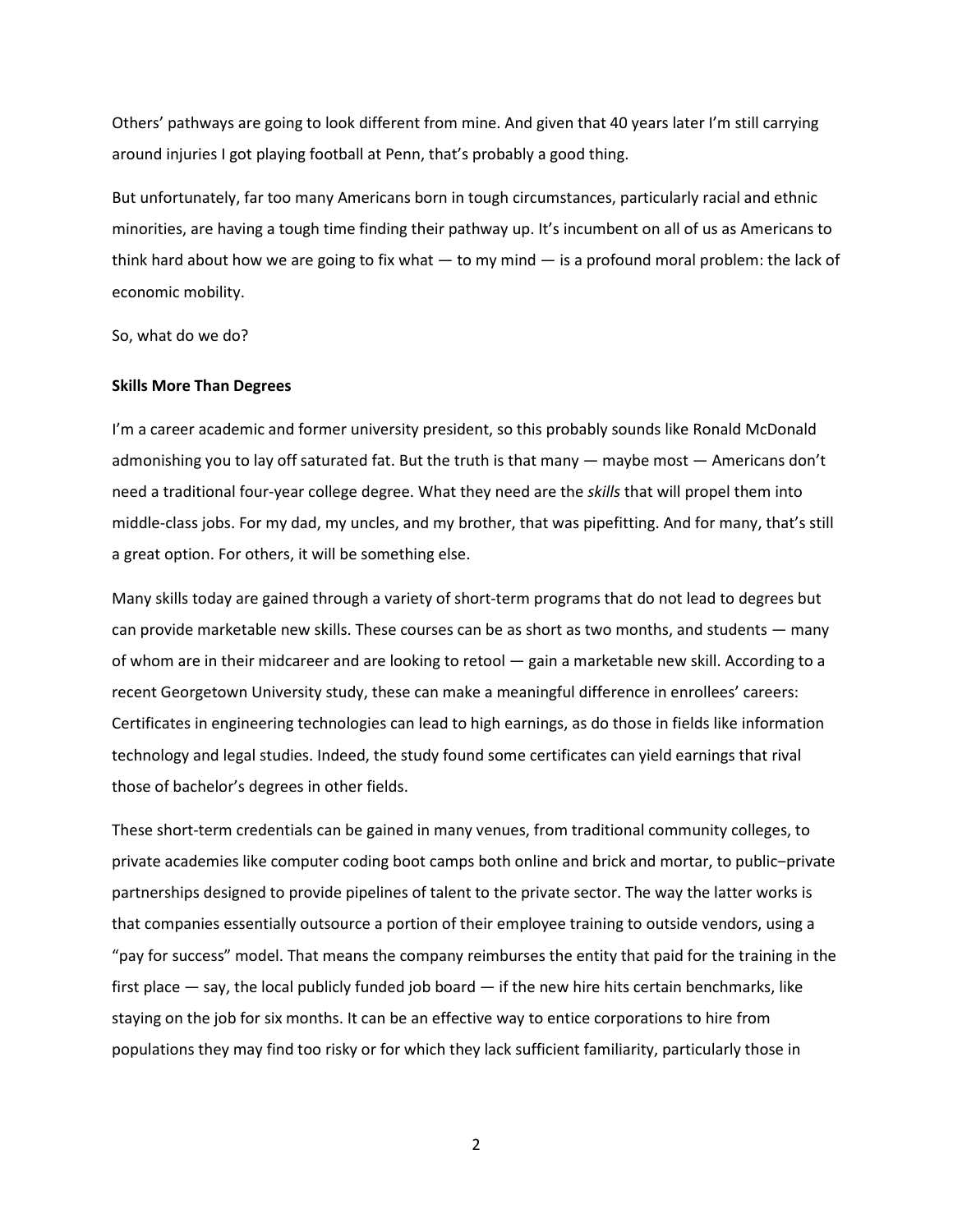Others' pathways are going to look different from mine. And given that 40 years later I'm still carrying around injuries I got playing football at Penn, that's probably a good thing.

But unfortunately, far too many Americans born in tough circumstances, particularly racial and ethnic minorities, are having a tough time finding their pathway up. It's incumbent on all of us as Americans to think hard about how we are going to fix what — to my mind — is a profound moral problem: the lack of economic mobility.

So, what do we do?

**Skills More Than Degrees**

I'm a career academic and former university president, so this probably sounds like Ronald McDonald admonishing you to lay off saturated fat. But the truth is that many — maybe most — Americans don't need a traditional four-year college degree. What they need are the *skills* that will propel them into middle-class jobs. For my dad, my uncles, and my brother, that was pipefitting. And for many, that's still a great option. For others, it will be something else.

Many skills today are gained through a variety of short-term programs that do not lead to degrees but can provide marketable new skills. These courses can be as short as two months, and students — many of whom are in their midcareer and are looking to retool — gain a marketable new skill. According to a recent Georgetown University study, these can make a meaningful difference in enrollees' careers: Certificates in engineering technologies can lead to high earnings, as do those in fields like information technology and legal studies. Indeed, the study found some certificates can yield earnings that rival those of bachelor's degrees in other fields.

These short-term credentials can be gained in many venues, from traditional community colleges, to private academies like computer coding boot camps both online and brick and mortar, to public–private partnerships designed to provide pipelines of talent to the private sector. The way the latter works is that companies essentially outsource a portion of their employee training to outside vendors, using a "pay for success" model. That means the company reimburses the entity that paid for the training in the first place — say, the local publicly funded job board — if the new hire hits certain benchmarks, like staying on the job for six months. It can be an effective way to entice corporations to hire from populations they may find too risky or for which they lack sufficient familiarity, particularly those in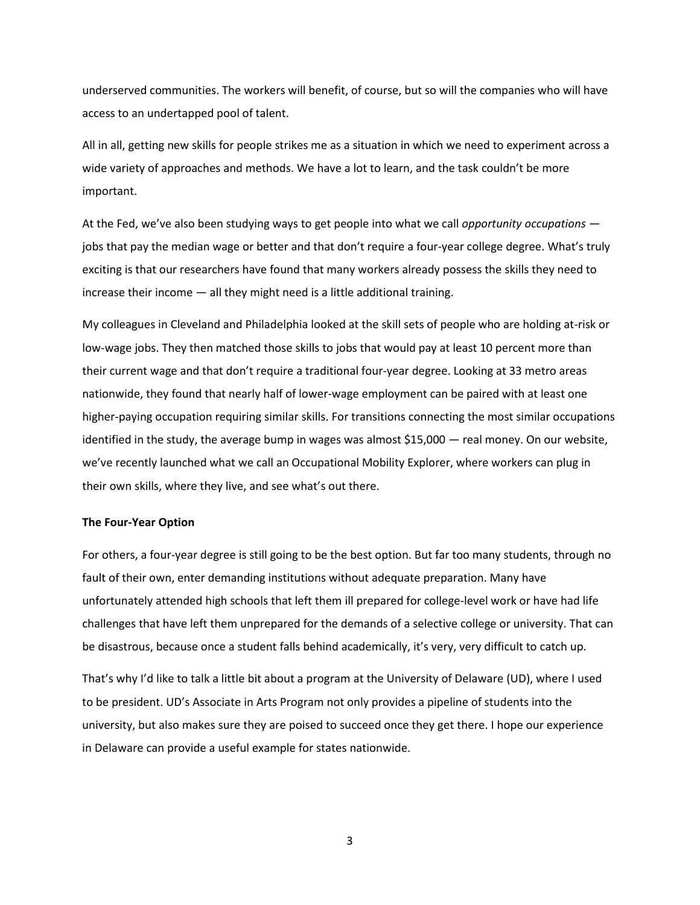underserved communities. The workers will benefit, of course, but so will the companies who will have access to an undertapped pool of talent.

All in all, getting new skills for people strikes me as a situation in which we need to experiment across a wide variety of approaches and methods. We have a lot to learn, and the task couldn't be more important.

At the Fed, we've also been studying ways to get people into what we call *opportunity occupations* — jobs that pay the median wage or better and that don't require a four-year college degree. What's truly exciting is that our researchers have found that many workers already possess the skills they need to increase their income — all they might need is a little additional training.

My colleagues in Cleveland and Philadelphia looked at the skill sets of people who are holding at-risk or low-wage jobs. They then matched those skills to jobs that would pay at least 10 percent more than their current wage and that don't require a traditional four-year degree. Looking at 33 metro areas nationwide, they found that nearly half of lower-wage employment can be paired with at least one higher-paying occupation requiring similar skills. For transitions connecting the most similar occupations identified in the study, the average bump in wages was almost $15,000 — real money. On our website, we've recently launched what we call an Occupational Mobility Explorer, where workers can plug in their own skills, where they live, and see what's out there.

**The Four-Year Option**

For others, a four-year degree is still going to be the best option. But far too many students, through no fault of their own, enter demanding institutions without adequate preparation. Many have unfortunately attended high schools that left them ill prepared for college-level work or have had life challenges that have left them unprepared for the demands of a selective college or university. That can be disastrous, because once a student falls behind academically, it's very, very difficult to catch up.

That's why I'd like to talk a little bit about a program at the University of Delaware (UD), where I used to be president. UD's Associate in Arts Program not only provides a pipeline of students into the university, but also makes sure they are poised to succeed once they get there. I hope our experience in Delaware can provide a useful example for states nationwide.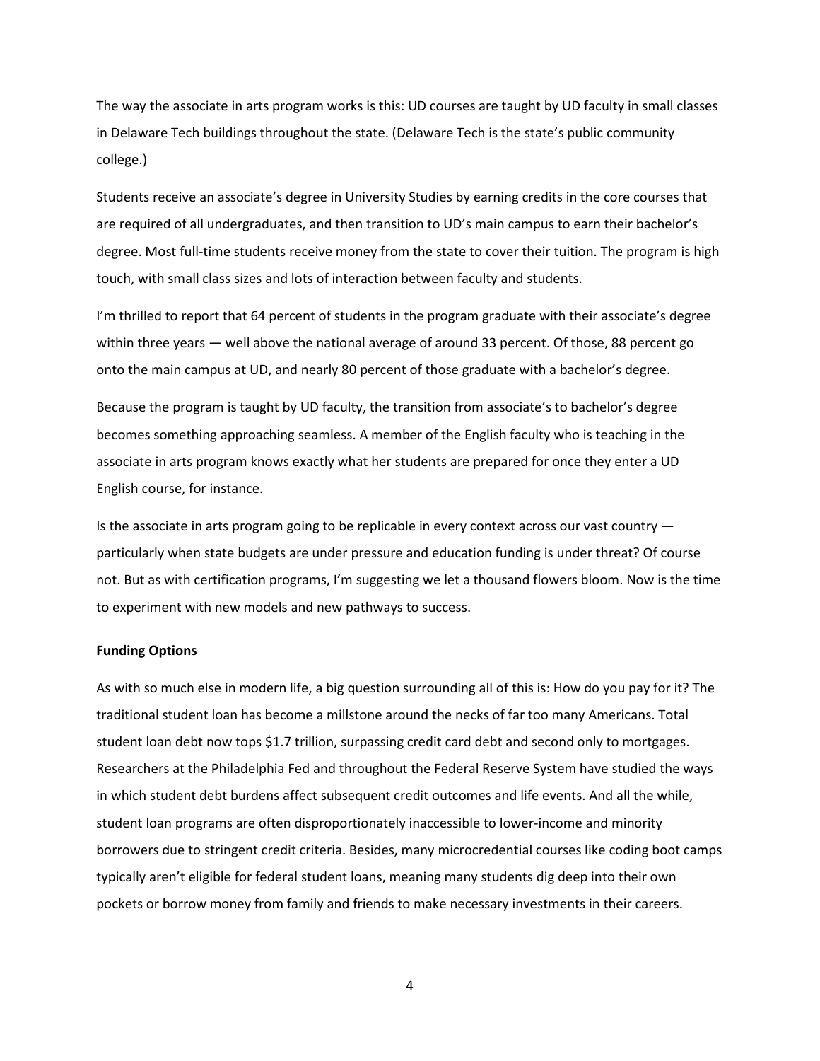The way the associate in arts program works is this: UD courses are taught by UD faculty in small classes in Delaware Tech buildings throughout the state. (Delaware Tech is the state's public community college.)

Students receive an associate's degree in University Studies by earning credits in the core courses that are required of all undergraduates, and then transition to UD's main campus to earn their bachelor's degree. Most full-time students receive money from the state to cover their tuition. The program is high touch, with small class sizes and lots of interaction between faculty and students.

I'm thrilled to report that 64 percent of students in the program graduate with their associate's degree within three years — well above the national average of around 33 percent. Of those, 88 percent go onto the main campus at UD, and nearly 80 percent of those graduate with a bachelor's degree.

Because the program is taught by UD faculty, the transition from associate's to bachelor's degree becomes something approaching seamless. A member of the English faculty who is teaching in the associate in arts program knows exactly what her students are prepared for once they enter a UD English course, for instance.

Is the associate in arts program going to be replicable in every context across our vast country — particularly when state budgets are under pressure and education funding is under threat? Of course not. But as with certification programs, I'm suggesting we let a thousand flowers bloom. Now is the time to experiment with new models and new pathways to success.

**Funding Options**

As with so much else in modern life, a big question surrounding all of this is: How do you pay for it? The traditional student loan has become a millstone around the necks of far too many Americans. Total student loan debt now tops $1.7 trillion, surpassing credit card debt and second only to mortgages. Researchers at the Philadelphia Fed and throughout the Federal Reserve System have studied the ways in which student debt burdens affect subsequent credit outcomes and life events. And all the while, student loan programs are often disproportionately inaccessible to lower-income and minority borrowers due to stringent credit criteria. Besides, many microcredential courses like coding boot camps typically aren't eligible for federal student loans, meaning many students dig deep into their own pockets or borrow money from family and friends to make necessary investments in their careers.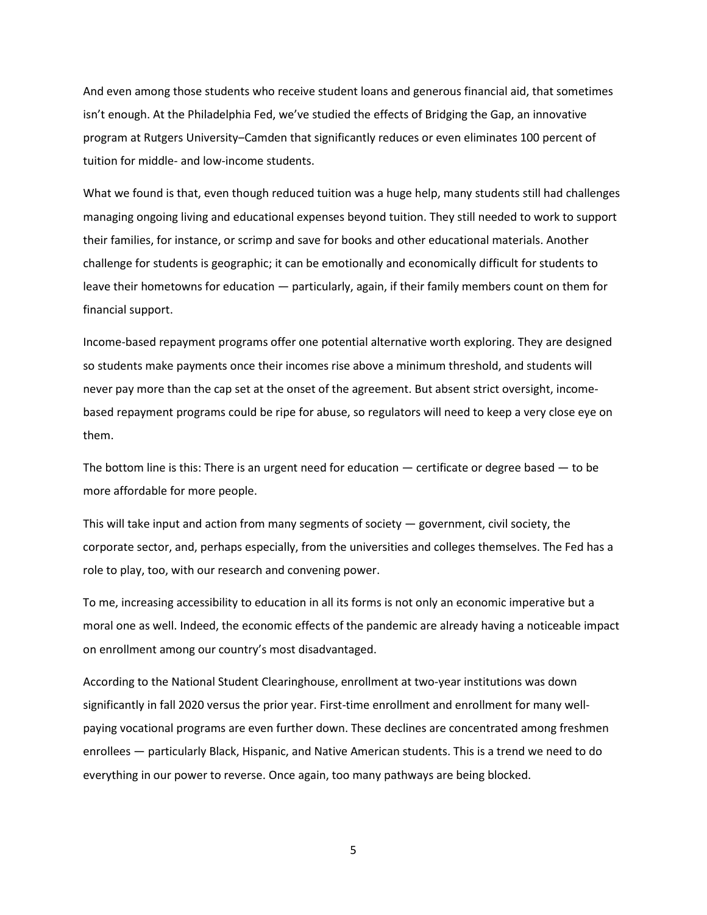And even among those students who receive student loans and generous financial aid, that sometimes isn't enough. At the Philadelphia Fed, we've studied the effects of Bridging the Gap, an innovative program at Rutgers University–Camden that significantly reduces or even eliminates 100 percent of tuition for middle- and low-income students.

What we found is that, even though reduced tuition was a huge help, many students still had challenges managing ongoing living and educational expenses beyond tuition. They still needed to work to support their families, for instance, or scrimp and save for books and other educational materials. Another challenge for students is geographic; it can be emotionally and economically difficult for students to leave their hometowns for education — particularly, again, if their family members count on them for financial support.

Income-based repayment programs offer one potential alternative worth exploring. They are designed so students make payments once their incomes rise above a minimum threshold, and students will never pay more than the cap set at the onset of the agreement. But absent strict oversight, income-based repayment programs could be ripe for abuse, so regulators will need to keep a very close eye on them.

The bottom line is this: There is an urgent need for education — certificate or degree based — to be more affordable for more people.

This will take input and action from many segments of society — government, civil society, the corporate sector, and, perhaps especially, from the universities and colleges themselves. The Fed has a role to play, too, with our research and convening power.

To me, increasing accessibility to education in all its forms is not only an economic imperative but a moral one as well. Indeed, the economic effects of the pandemic are already having a noticeable impact on enrollment among our country's most disadvantaged.

According to the National Student Clearinghouse, enrollment at two-year institutions was down significantly in fall 2020 versus the prior year. First-time enrollment and enrollment for many well-paying vocational programs are even further down. These declines are concentrated among freshmen enrollees — particularly Black, Hispanic, and Native American students. This is a trend we need to do everything in our power to reverse. Once again, too many pathways are being blocked.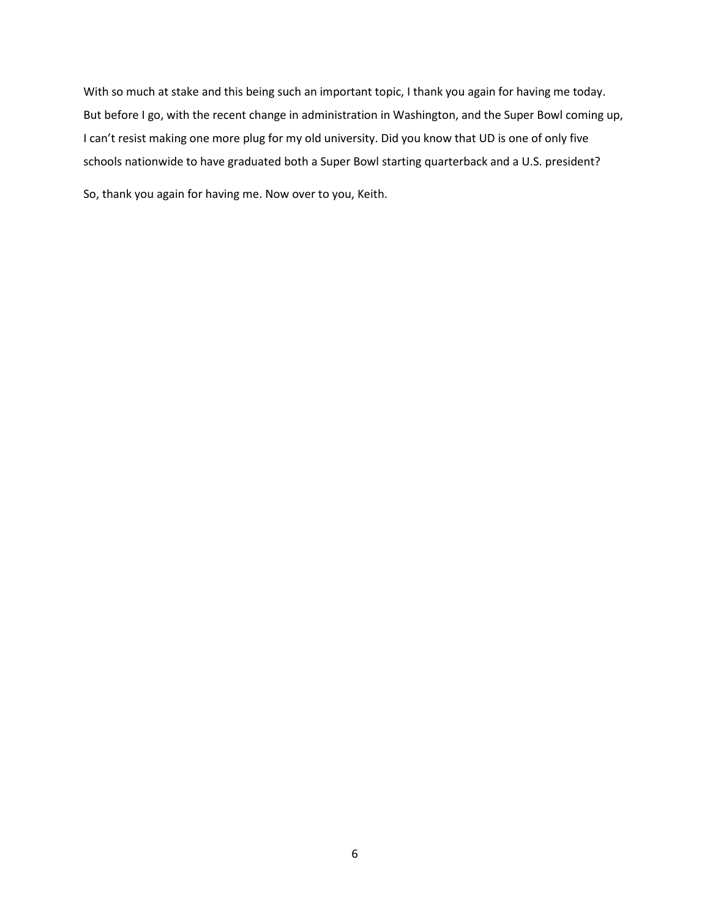With so much at stake and this being such an important topic, I thank you again for having me today. But before I go, with the recent change in administration in Washington, and the Super Bowl coming up, I can't resist making one more plug for my old university. Did you know that UD is one of only five schools nationwide to have graduated both a Super Bowl starting quarterback and a U.S. president?

So, thank you again for having me. Now over to you, Keith.